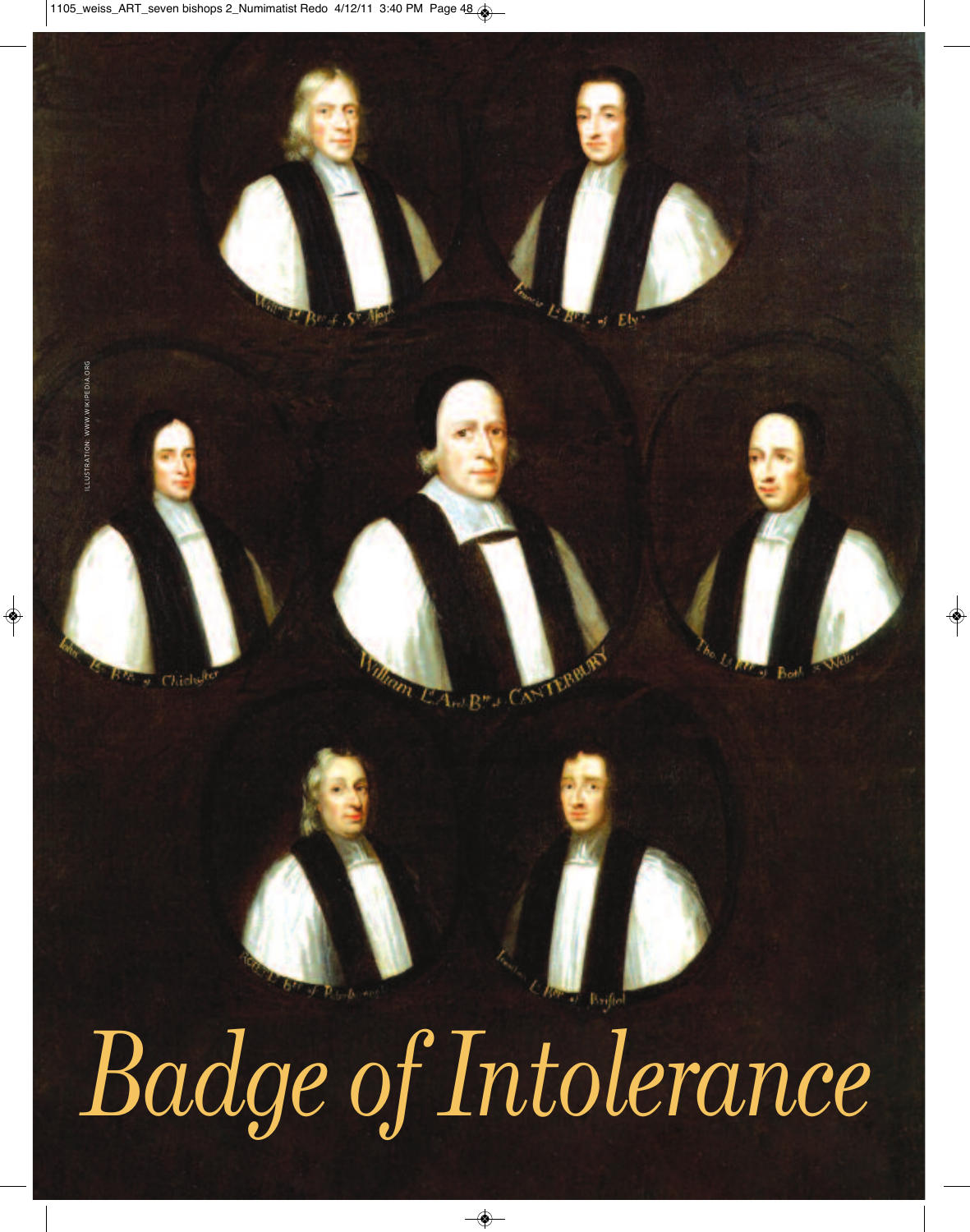# Badge of Intolerance

ILLUSTRATION: WWW.WIKIPEDIA.ORG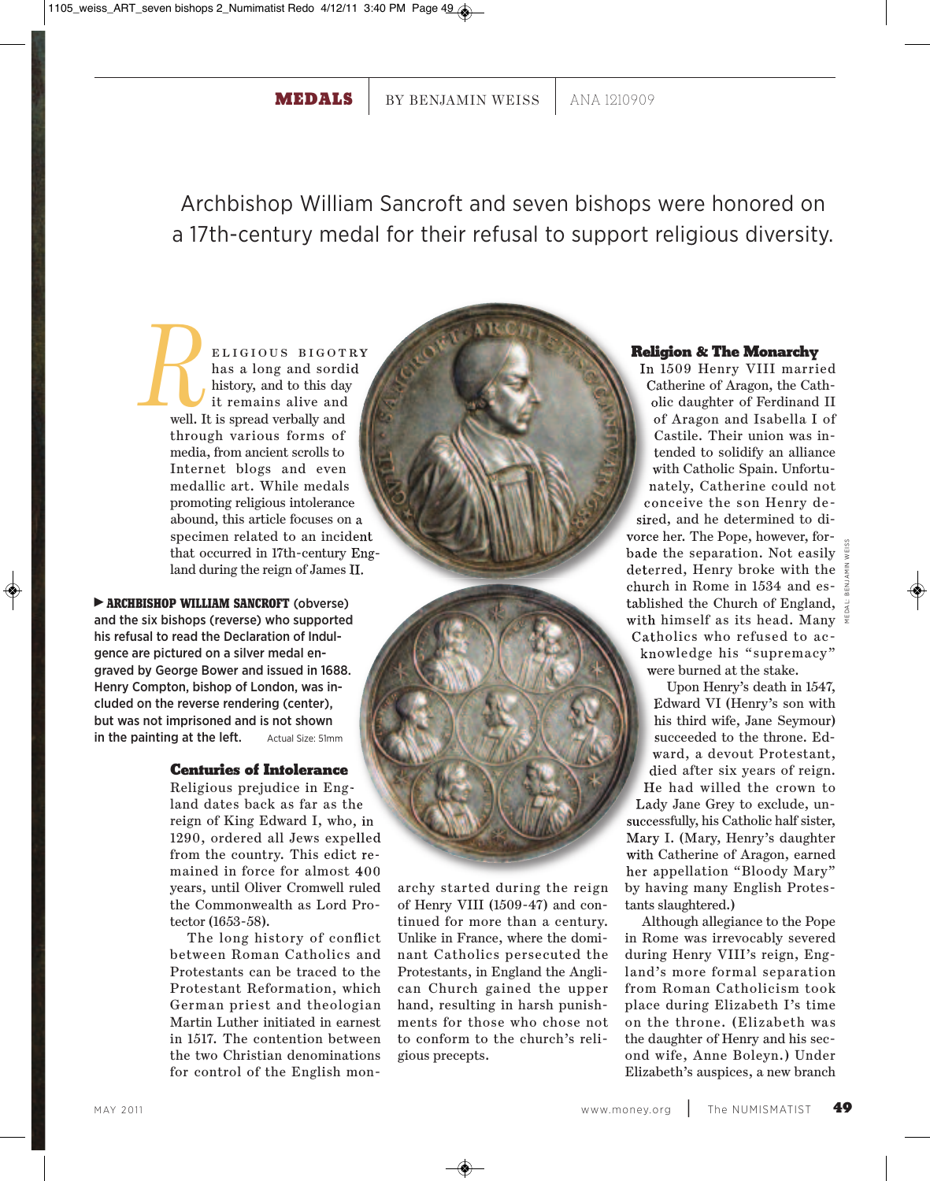MEDALS | BY BENJAMIN WEISS | ANA 1210909

Archbishop William Sancroft and seven bishops were honored on a 17th-century medal for their refusal to support religious diversity.

RELIGIOUS BIGOTRY has a long and sordid history, and to this day it remains alive and well. It is spread verbally and through various forms of media, from ancient scrolls to Internet blogs and even medallic art. While medals promoting religious intolerance abound, this article focuses on a specimen related to an incident that occurred in 17th-century England during the reign of James II.

▶ **ARCHBISHOP WILLIAM SANCROFT** (obverse) and the six bishops (reverse) who supported his refusal to read the Declaration of Indulgence are pictured on a silver medal engraved by George Bower and issued in 1688. Henry Compton, bishop of London, was included on the reverse rendering (center), but was not imprisoned and is not shown in the painting at the left. Actual Size: 51mm

## Centuries of Intolerance

Religious prejudice in England dates back as far as the reign of King Edward I, who, in 1290, ordered all Jews expelled from the country. This edict remained in force for almost 400 years, until Oliver Cromwell ruled the Commonwealth as Lord Protector (1653-58).

The long history of conflict between Roman Catholics and Protestants can be traced to the Protestant Reformation, which German priest and theologian Martin Luther initiated in earnest in 1517. The contention between the two Christian denominations for control of the English monarchy started during the reign of Henry VIII (1509-47) and continued for more than a century. Unlike in France, where the dominant Catholics persecuted the Protestants, in England the Anglican Church gained the upper hand, resulting in harsh punishments for those who chose not to conform to the church's religious precepts.

## Religion & The Monarchy

In 1509 Henry VIII married Catherine of Aragon, the Catholic daughter of Ferdinand II of Aragon and Isabella I of Castile. Their union was intended to solidify an alliance with Catholic Spain. Unfortunately, Catherine could not conceive the son Henry desired, and he determined to divorce her. The Pope, however, forbade the separation. Not easily deterred, Henry broke with the church in Rome in 1534 and established the Church of England, with himself as its head. Many Catholics who refused to acknowledge his "supremacy" were burned at the stake.

Upon Henry's death in 1547, Edward VI (Henry's son with his third wife, Jane Seymour) succeeded to the throne. Edward, a devout Protestant, died after six years of reign. He had willed the crown to Lady Jane Grey to exclude, unsuccessfully, his Catholic half sister, Mary I. (Mary, Henry's daughter with Catherine of Aragon, earned her appellation "Bloody Mary" by having many English Protestants slaughtered.)

Although allegiance to the Pope in Rome was irrevocably severed during Henry VIII's reign, England's more formal separation from Roman Catholicism took place during Elizabeth I's time on the throne. (Elizabeth was the daughter of Henry and his second wife, Anne Boleyn.) Under Elizabeth's auspices, a new branch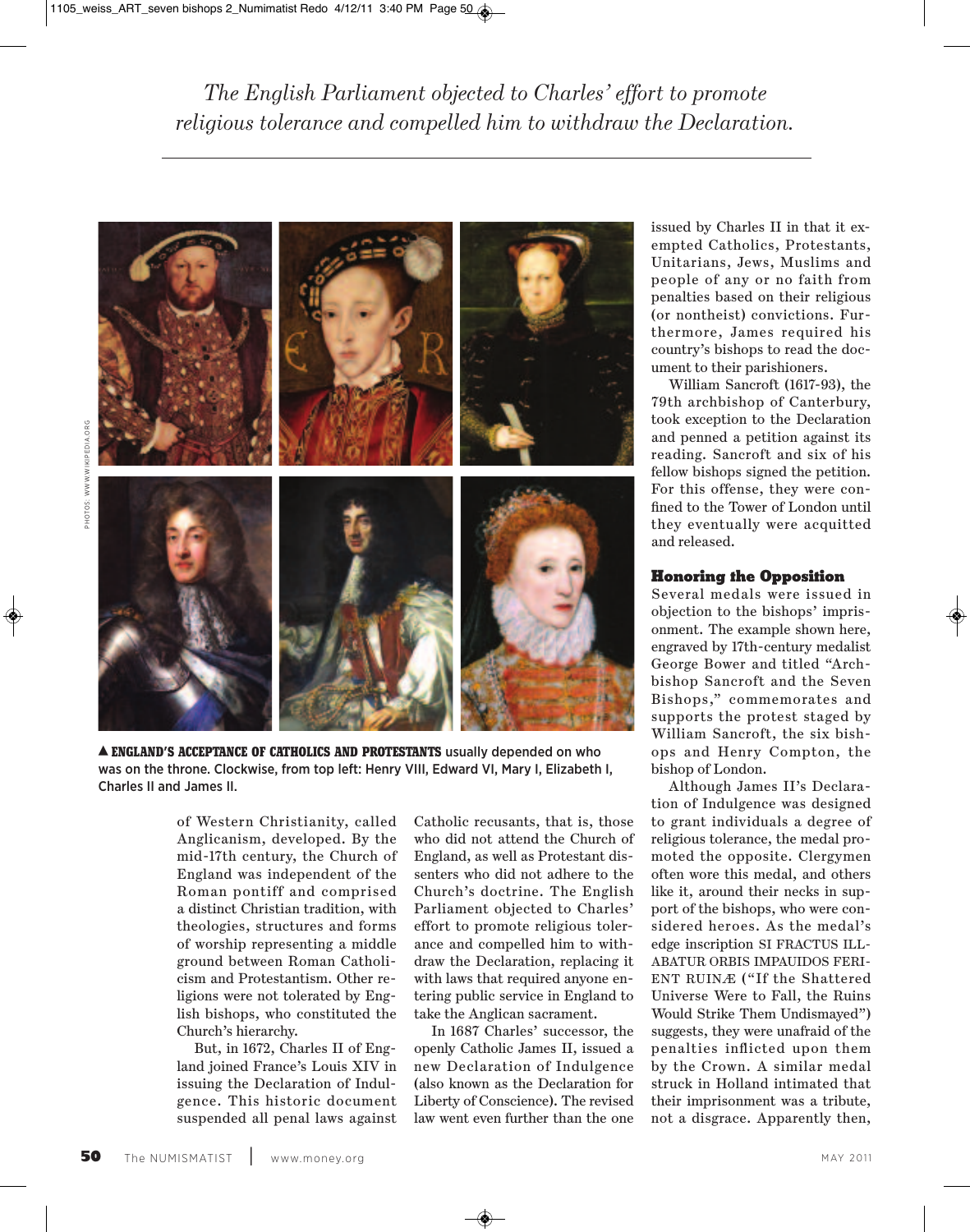*The English Parliament objected to Charles' effort to promote religious tolerance and compelled him to withdraw the Declaration.*

PHOTOS: WWW.WIKIPEDIA.ORG

▲ **ENGLAND'S ACCEPTANCE OF CATHOLICS AND PROTESTANTS** usually depended on who was on the throne. Clockwise, from top left: Henry VIII, Edward VI, Mary I, Elizabeth I, Charles II and James II.

of Western Christianity, called Anglicanism, developed. By the mid-17th century, the Church of England was independent of the Roman pontiff and comprised a distinct Christian tradition, with theologies, structures and forms of worship representing a middle ground between Roman Catholicism and Protestantism. Other religions were not tolerated by English bishops, who constituted the Church's hierarchy.

But, in 1672, Charles II of England joined France's Louis XIV in issuing the Declaration of Indulgence. This historic document suspended all penal laws against Catholic recusants, that is, those who did not attend the Church of England, as well as Protestant dissenters who did not adhere to the Church's doctrine. The English Parliament objected to Charles' effort to promote religious tolerance and compelled him to withdraw the Declaration, replacing it with laws that required anyone entering public service in England to take the Anglican sacrament.

In 1687 Charles' successor, the openly Catholic James II, issued a new Declaration of Indulgence (also known as the Declaration for Liberty of Conscience). The revised law went even further than the one issued by Charles II in that it exempted Catholics, Protestants, Unitarians, Jews, Muslims and people of any or no faith from penalties based on their religious (or nontheist) convictions. Furthermore, James required his country's bishops to read the document to their parishioners.

William Sancroft (1617-93), the 79th archbishop of Canterbury, took exception to the Declaration and penned a petition against its reading. Sancroft and six of his fellow bishops signed the petition. For this offense, they were confined to the Tower of London until they eventually were acquitted and released.

## Honoring the Opposition

Several medals were issued in objection to the bishops' imprisonment. The example shown here, engraved by 17th-century medalist George Bower and titled "Archbishop Sancroft and the Seven Bishops," commemorates and supports the protest staged by William Sancroft, the six bishops and Henry Compton, the bishop of London.

Although James II's Declaration of Indulgence was designed to grant individuals a degree of religious tolerance, the medal promoted the opposite. Clergymen often wore this medal, and others like it, around their necks in support of the bishops, who were considered heroes. As the medal's edge inscription SI FRACTUS ILLABATUR ORBIS IMPAUIDOS FERIENT RUINÆ ("If the Shattered Universe Were to Fall, the Ruins Would Strike Them Undismayed") suggests, they were unafraid of the penalties inflicted upon them by the Crown. A similar medal struck in Holland intimated that their imprisonment was a tribute, not a disgrace. Apparently then,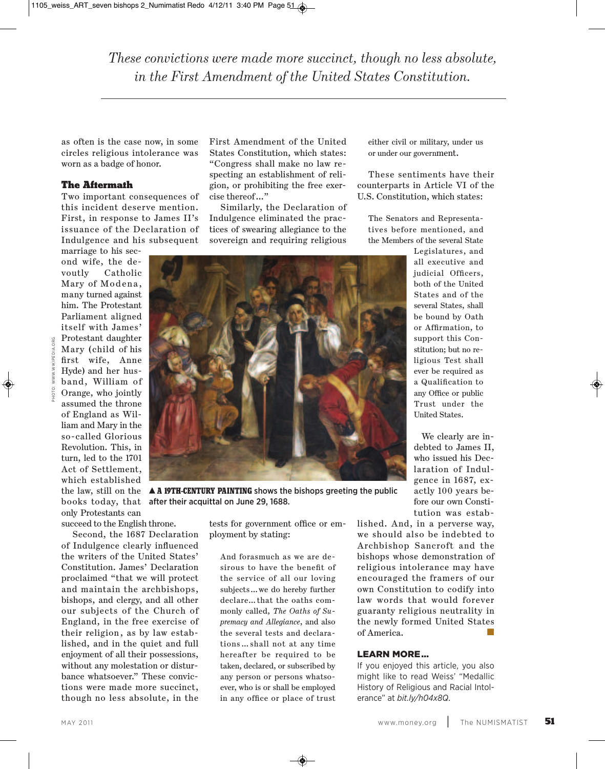*These convictions were made more succinct, though no less absolute, in the First Amendment of the United States Constitution.*

as often is the case now, in some circles religious intolerance was worn as a badge of honor.

### The Aftermath

Two important consequences of this incident deserve mention. First, in response to James II's issuance of the Declaration of Indulgence and his subsequent marriage to his second wife, the devoutly Catholic Mary of Modena, many turned against him. The Protestant Parliament aligned itself with James' Protestant daughter Mary (child of his first wife, Anne Hyde) and her husband, William of Orange, who jointly assumed the throne of England as William and Mary in the so-called Glorious Revolution. This, in turn, led to the 1701 Act of Settlement, which established the law, still on the books today, that only Protestants can succeed to the English throne.

Second, the 1687 Declaration of Indulgence clearly influenced the writers of the United States' Constitution. James' Declaration proclaimed "that we will protect and maintain the archbishops, bishops, and clergy, and all other our subjects of the Church of England, in the free exercise of their religion, as by law established, and in the quiet and full enjoyment of all their possessions, without any molestation or disturbance whatsoever." These convictions were made more succinct, though no less absolute, in the First Amendment of the United States Constitution, which states: "Congress shall make no law respecting an establishment of religion, or prohibiting the free exercise thereof..."

Similarly, the Declaration of Indulgence eliminated the practices of swearing allegiance to the sovereign and requiring religious tests for government office or employment by stating:

> And forasmuch as we are desirous to have the benefit of the service of all our loving subjects...we do hereby further declare...that the oaths commonly called, *The Oaths of Supremacy and Allegiance*, and also the several tests and declarations...shall not at any time hereafter be required to be taken, declared, or subscribed by any person or persons whatsoever, who is or shall be employed in any office or place of trust either civil or military, under us or under our government.

These sentiments have their counterparts in Article VI of the U.S. Constitution, which states:

> The Senators and Representatives before mentioned, and the Members of the several State Legislatures, and all executive and judicial Officers, both of the United States and of the several States, shall be bound by Oath or Affirmation, to support this Constitution; but no religious Test shall ever be required as a Qualification to any Office or public Trust under the United States.

We clearly are indebted to James II, who issued his Declaration of Indulgence in 1687, exactly 100 years before our own Constitution was established. And, in a perverse way, we should also be indebted to Archbishop Sancroft and the bishops whose demonstration of religious intolerance may have encouraged the framers of our own Constitution to codify into law words that would forever guaranty religious neutrality in the newly formed United States of America. ■

PHOTO: WWW.WIKIPEDIA.ORG

▲ **A 19TH-CENTURY PAINTING** shows the bishops greeting the public after their acquittal on June 29, 1688.

**LEARN MORE...**

If you enjoyed this article, you also might like to read Weiss' "Medallic History of Religious and Racial Intolerance" at *bit.ly/h04x8Q*.